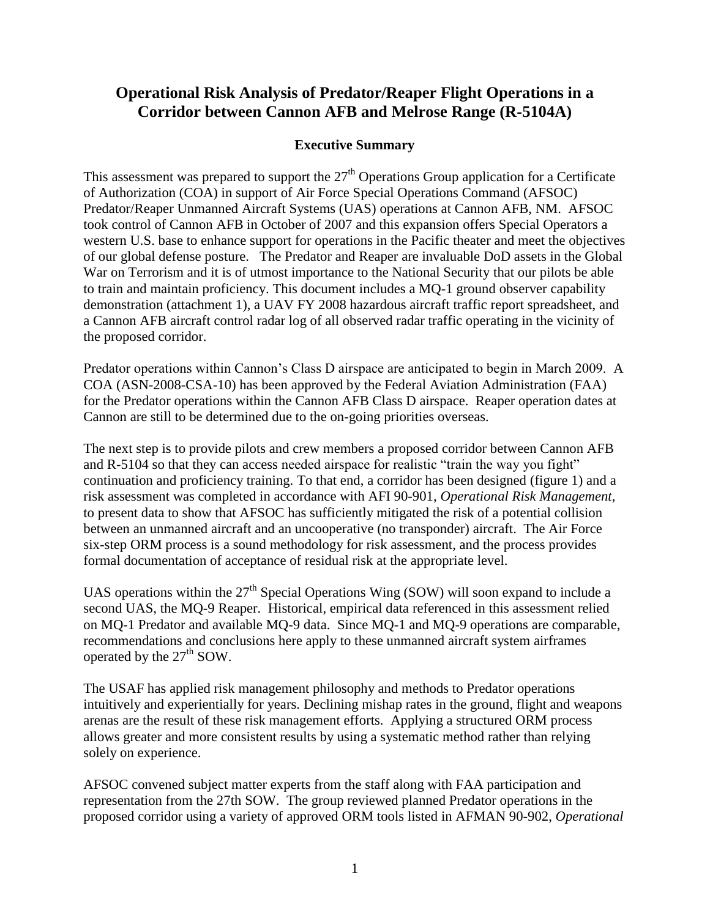# Operational Risk Analysis of Predator/Reaper Flight Operations in a Corridor between Cannon AFB and Melrose Range (R-5104A)

## Executive Summary

This assessment was prepared to support the 27th Operations Group application for a Certificate of Authorization (COA) in support of Air Force Special Operations Command (AFSOC) Predator/Reaper Unmanned Aircraft Systems (UAS) operations at Cannon AFB, NM. AFSOC took control of Cannon AFB in October of 2007 and this expansion offers Special Operators a western U.S. base to enhance support for operations in the Pacific theater and meet the objectives of our global defense posture. The Predator and Reaper are invaluable DoD assets in the Global War on Terrorism and it is of utmost importance to the National Security that our pilots be able to train and maintain proficiency. This document includes a MQ-1 ground observer capability demonstration (attachment 1), a UAV FY 2008 hazardous aircraft traffic report spreadsheet, and a Cannon AFB aircraft control radar log of all observed radar traffic operating in the vicinity of the proposed corridor.

Predator operations within Cannon's Class D airspace are anticipated to begin in March 2009. A COA (ASN-2008-CSA-10) has been approved by the Federal Aviation Administration (FAA) for the Predator operations within the Cannon AFB Class D airspace. Reaper operation dates at Cannon are still to be determined due to the on-going priorities overseas.

The next step is to provide pilots and crew members a proposed corridor between Cannon AFB and R-5104 so that they can access needed airspace for realistic "train the way you fight" continuation and proficiency training. To that end, a corridor has been designed (figure 1) and a risk assessment was completed in accordance with AFI 90-901, *Operational Risk Management*, to present data to show that AFSOC has sufficiently mitigated the risk of a potential collision between an unmanned aircraft and an uncooperative (no transponder) aircraft. The Air Force six-step ORM process is a sound methodology for risk assessment, and the process provides formal documentation of acceptance of residual risk at the appropriate level.

UAS operations within the 27th Special Operations Wing (SOW) will soon expand to include a second UAS, the MQ-9 Reaper. Historical, empirical data referenced in this assessment relied on MQ-1 Predator and available MQ-9 data. Since MQ-1 and MQ-9 operations are comparable, recommendations and conclusions here apply to these unmanned aircraft system airframes operated by the 27th SOW.

The USAF has applied risk management philosophy and methods to Predator operations intuitively and experientially for years. Declining mishap rates in the ground, flight and weapons arenas are the result of these risk management efforts. Applying a structured ORM process allows greater and more consistent results by using a systematic method rather than relying solely on experience.

AFSOC convened subject matter experts from the staff along with FAA participation and representation from the 27th SOW. The group reviewed planned Predator operations in the proposed corridor using a variety of approved ORM tools listed in AFMAN 90-902, *Operational*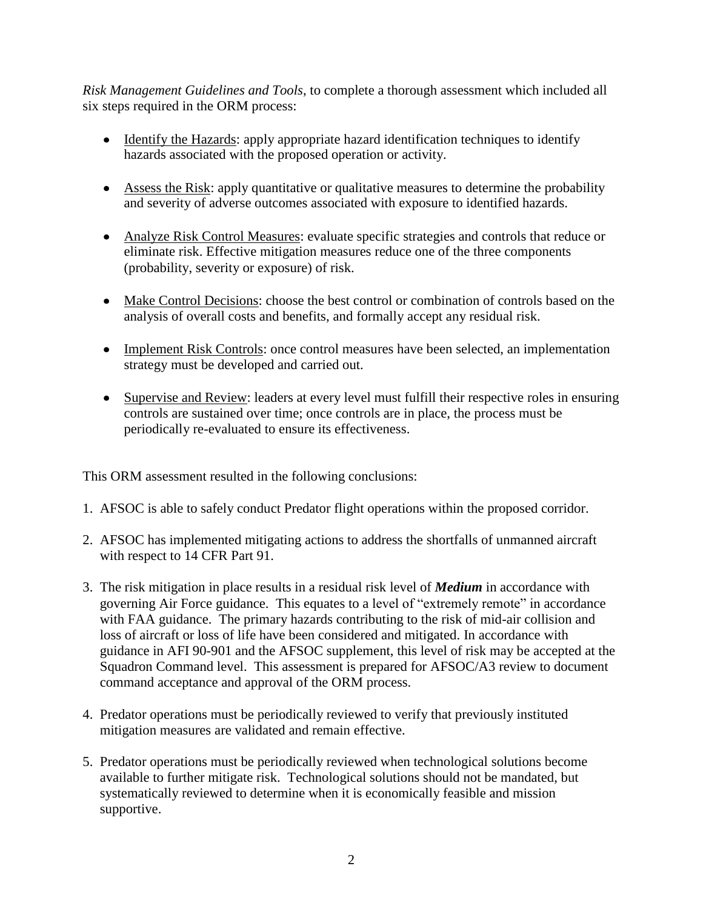*Risk Management Guidelines and Tools*, to complete a thorough assessment which included all six steps required in the ORM process:

- Identify the Hazards: apply appropriate hazard identification techniques to identify hazards associated with the proposed operation or activity.
- Assess the Risk: apply quantitative or qualitative measures to determine the probability and severity of adverse outcomes associated with exposure to identified hazards.
- Analyze Risk Control Measures: evaluate specific strategies and controls that reduce or eliminate risk. Effective mitigation measures reduce one of the three components (probability, severity or exposure) of risk.
- Make Control Decisions: choose the best control or combination of controls based on the analysis of overall costs and benefits, and formally accept any residual risk.
- Implement Risk Controls: once control measures have been selected, an implementation strategy must be developed and carried out.
- Supervise and Review: leaders at every level must fulfill their respective roles in ensuring controls are sustained over time; once controls are in place, the process must be periodically re-evaluated to ensure its effectiveness.

This ORM assessment resulted in the following conclusions:

1. AFSOC is able to safely conduct Predator flight operations within the proposed corridor.
2. AFSOC has implemented mitigating actions to address the shortfalls of unmanned aircraft with respect to 14 CFR Part 91.
3. The risk mitigation in place results in a residual risk level of ***Medium*** in accordance with governing Air Force guidance. This equates to a level of "extremely remote" in accordance with FAA guidance. The primary hazards contributing to the risk of mid-air collision and loss of aircraft or loss of life have been considered and mitigated. In accordance with guidance in AFI 90-901 and the AFSOC supplement, this level of risk may be accepted at the Squadron Command level. This assessment is prepared for AFSOC/A3 review to document command acceptance and approval of the ORM process.
4. Predator operations must be periodically reviewed to verify that previously instituted mitigation measures are validated and remain effective.
5. Predator operations must be periodically reviewed when technological solutions become available to further mitigate risk. Technological solutions should not be mandated, but systematically reviewed to determine when it is economically feasible and mission supportive.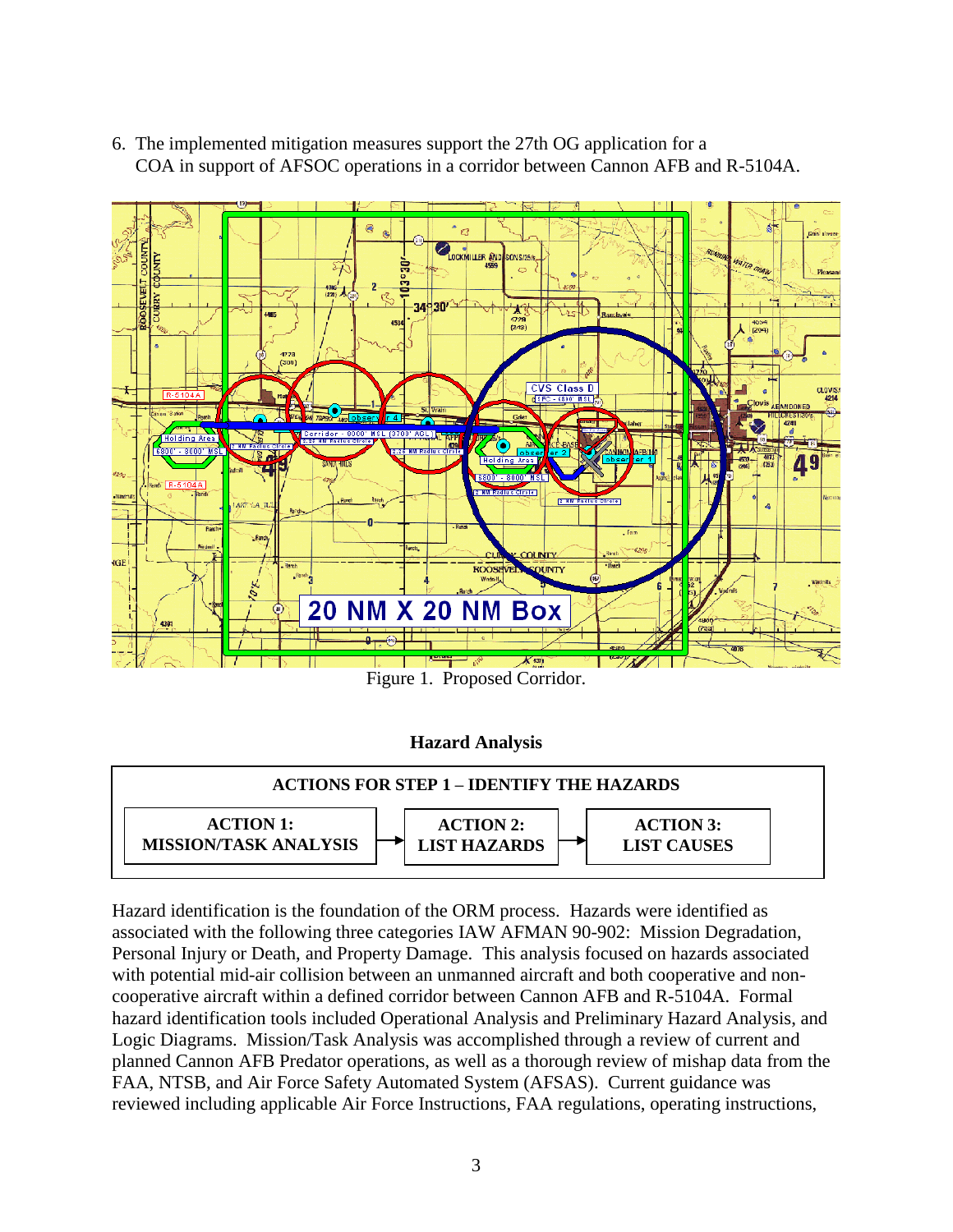6. The implemented mitigation measures support the 27th OG application for a COA in support of AFSOC operations in a corridor between Cannon AFB and R-5104A.

Figure 1. Proposed Corridor.

## Hazard Analysis

**ACTIONS FOR STEP 1 – IDENTIFY THE HAZARDS**

| ACTION 1: MISSION/TASK ANALYSIS | → | ACTION 2: LIST HAZARDS | → | ACTION 3: LIST CAUSES |
|---|---|---|---|---|

Hazard identification is the foundation of the ORM process. Hazards were identified as associated with the following three categories IAW AFMAN 90-902: Mission Degradation, Personal Injury or Death, and Property Damage. This analysis focused on hazards associated with potential mid-air collision between an unmanned aircraft and both cooperative and non-cooperative aircraft within a defined corridor between Cannon AFB and R-5104A. Formal hazard identification tools included Operational Analysis and Preliminary Hazard Analysis, and Logic Diagrams. Mission/Task Analysis was accomplished through a review of current and planned Cannon AFB Predator operations, as well as a thorough review of mishap data from the FAA, NTSB, and Air Force Safety Automated System (AFSAS). Current guidance was reviewed including applicable Air Force Instructions, FAA regulations, operating instructions,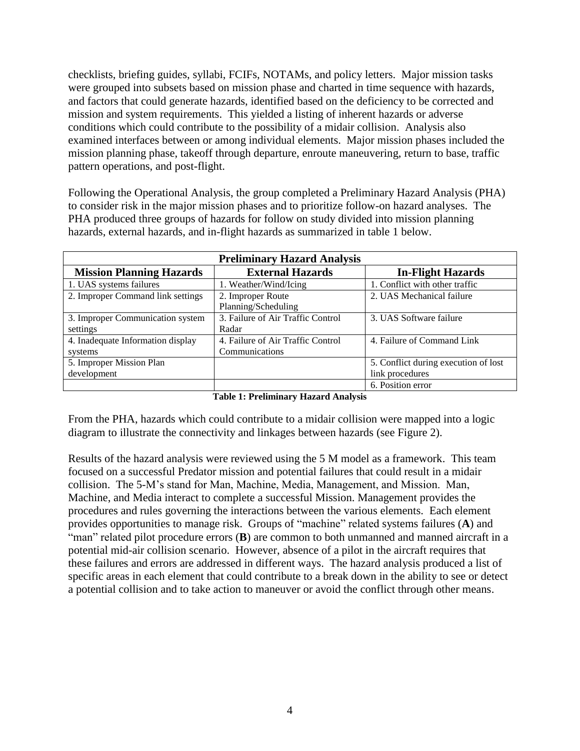checklists, briefing guides, syllabi, FCIFs, NOTAMs, and policy letters. Major mission tasks were grouped into subsets based on mission phase and charted in time sequence with hazards, and factors that could generate hazards, identified based on the deficiency to be corrected and mission and system requirements. This yielded a listing of inherent hazards or adverse conditions which could contribute to the possibility of a midair collision. Analysis also examined interfaces between or among individual elements. Major mission phases included the mission planning phase, takeoff through departure, enroute maneuvering, return to base, traffic pattern operations, and post-flight.

Following the Operational Analysis, the group completed a Preliminary Hazard Analysis (PHA) to consider risk in the major mission phases and to prioritize follow-on hazard analyses. The PHA produced three groups of hazards for follow on study divided into mission planning hazards, external hazards, and in-flight hazards as summarized in table 1 below.

| **Preliminary Hazard Analysis** | | |
|---|---|---|
| **Mission Planning Hazards** | **External Hazards** | **In-Flight Hazards** |
| 1. UAS systems failures | 1. Weather/Wind/Icing | 1. Conflict with other traffic |
| 2. Improper Command link settings | 2. Improper Route Planning/Scheduling | 2. UAS Mechanical failure |
| 3. Improper Communication system settings | 3. Failure of Air Traffic Control Radar | 3. UAS Software failure |
| 4. Inadequate Information display systems | 4. Failure of Air Traffic Control Communications | 4. Failure of Command Link |
| 5. Improper Mission Plan development | | 5. Conflict during execution of lost link procedures |
| | | 6. Position error |

**Table 1: Preliminary Hazard Analysis**

From the PHA, hazards which could contribute to a midair collision were mapped into a logic diagram to illustrate the connectivity and linkages between hazards (see Figure 2).

Results of the hazard analysis were reviewed using the 5 M model as a framework. This team focused on a successful Predator mission and potential failures that could result in a midair collision. The 5-M's stand for Man, Machine, Media, Management, and Mission. Man, Machine, and Media interact to complete a successful Mission. Management provides the procedures and rules governing the interactions between the various elements. Each element provides opportunities to manage risk. Groups of "machine" related systems failures (**A**) and "man" related pilot procedure errors (**B**) are common to both unmanned and manned aircraft in a potential mid-air collision scenario. However, absence of a pilot in the aircraft requires that these failures and errors are addressed in different ways. The hazard analysis produced a list of specific areas in each element that could contribute to a break down in the ability to see or detect a potential collision and to take action to maneuver or avoid the conflict through other means.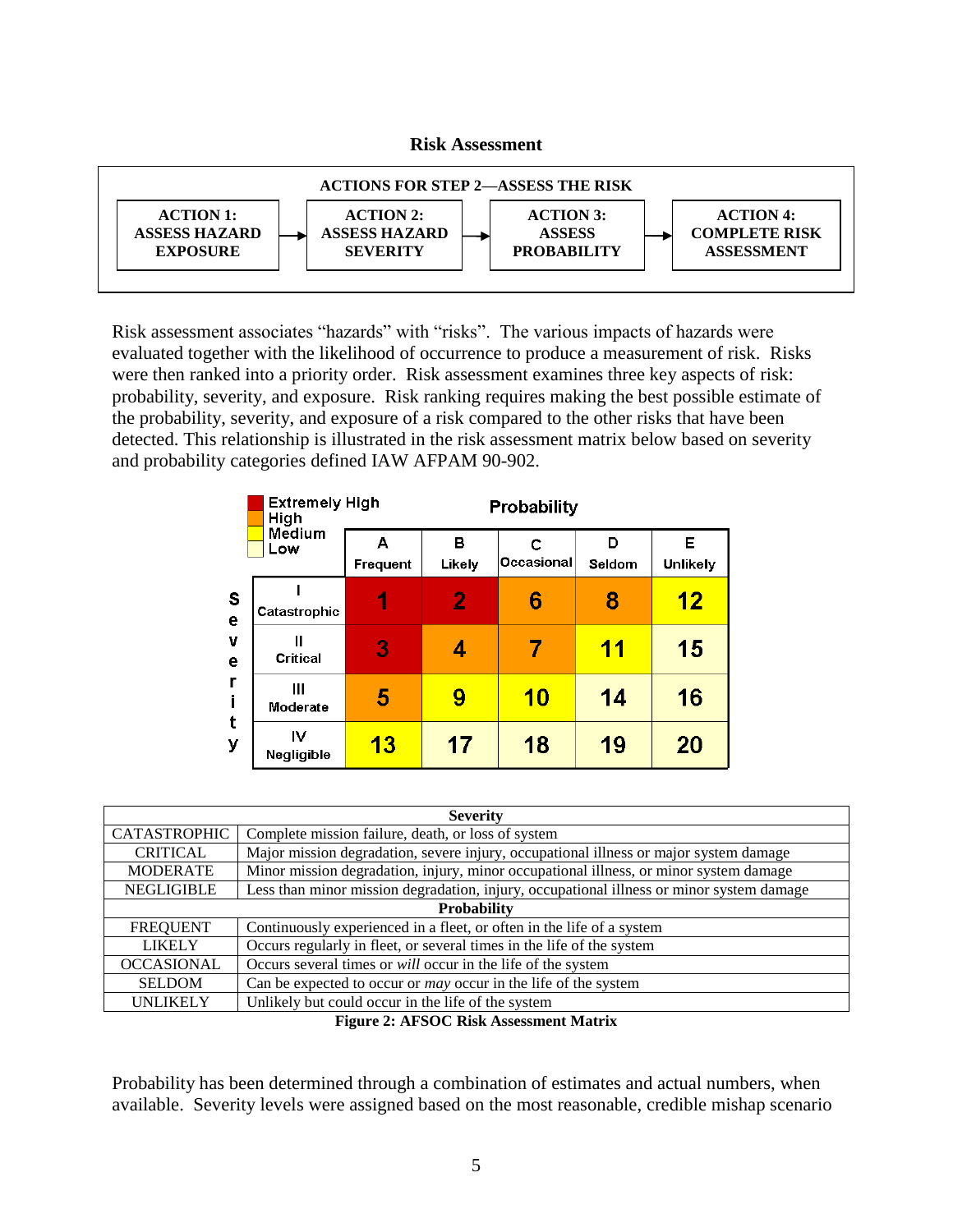## Risk Assessment

**ACTIONS FOR STEP 2—ASSESS THE RISK**

**ACTION 1: ASSESS HAZARD EXPOSURE** → **ACTION 2: ASSESS HAZARD SEVERITY** → **ACTION 3: ASSESS PROBABILITY** → **ACTION 4: COMPLETE RISK ASSESSMENT**

Risk assessment associates "hazards" with "risks". The various impacts of hazards were evaluated together with the likelihood of occurrence to produce a measurement of risk. Risks were then ranked into a priority order. Risk assessment examines three key aspects of risk: probability, severity, and exposure. Risk ranking requires making the best possible estimate of the probability, severity, and exposure of a risk compared to the other risks that have been detected. This relationship is illustrated in the risk assessment matrix below based on severity and probability categories defined IAW AFPAM 90-902.

Legend: Extremely High (red), High (orange), Medium (yellow), Low (light yellow)

| Severity \ Probability | A Frequent | B Likely | C Occasional | D Seldom | E Unlikely |
|---|---|---|---|---|---|
| I Catastrophic | 1 (Extremely High) | 2 (Extremely High) | 6 (High) | 8 (High) | 12 (Medium) |
| II Critical | 3 (Extremely High) | 4 (High) | 7 (High) | 11 (Medium) | 15 (Low) |
| III Moderate | 5 (High) | 9 (Medium) | 10 (Medium) | 14 (Low) | 16 (Low) |
| IV Negligible | 13 (Medium) | 17 (Low) | 18 (Low) | 19 (Low) | 20 (Low) |

| **Severity** | |
|---|---|
| CATASTROPHIC | Complete mission failure, death, or loss of system |
| CRITICAL | Major mission degradation, severe injury, occupational illness or major system damage |
| MODERATE | Minor mission degradation, injury, minor occupational illness, or minor system damage |
| NEGLIGIBLE | Less than minor mission degradation, injury, occupational illness or minor system damage |
| **Probability** | |
| FREQUENT | Continuously experienced in a fleet, or often in the life of a system |
| LIKELY | Occurs regularly in fleet, or several times in the life of the system |
| OCCASIONAL | Occurs several times or *will* occur in the life of the system |
| SELDOM | Can be expected to occur or *may* occur in the life of the system |
| UNLIKELY | Unlikely but could occur in the life of the system |

**Figure 2: AFSOC Risk Assessment Matrix**

Probability has been determined through a combination of estimates and actual numbers, when available. Severity levels were assigned based on the most reasonable, credible mishap scenario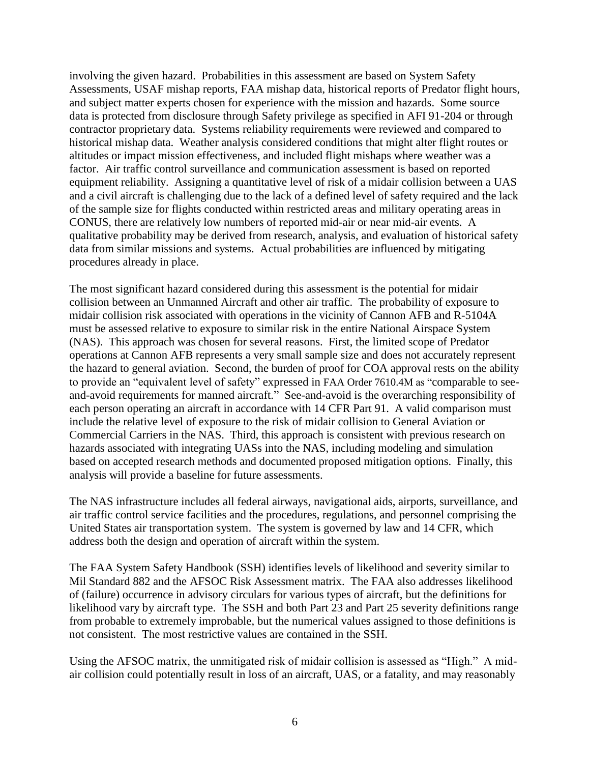involving the given hazard. Probabilities in this assessment are based on System Safety Assessments, USAF mishap reports, FAA mishap data, historical reports of Predator flight hours, and subject matter experts chosen for experience with the mission and hazards. Some source data is protected from disclosure through Safety privilege as specified in AFI 91-204 or through contractor proprietary data. Systems reliability requirements were reviewed and compared to historical mishap data. Weather analysis considered conditions that might alter flight routes or altitudes or impact mission effectiveness, and included flight mishaps where weather was a factor. Air traffic control surveillance and communication assessment is based on reported equipment reliability. Assigning a quantitative level of risk of a midair collision between a UAS and a civil aircraft is challenging due to the lack of a defined level of safety required and the lack of the sample size for flights conducted within restricted areas and military operating areas in CONUS, there are relatively low numbers of reported mid-air or near mid-air events. A qualitative probability may be derived from research, analysis, and evaluation of historical safety data from similar missions and systems. Actual probabilities are influenced by mitigating procedures already in place.

The most significant hazard considered during this assessment is the potential for midair collision between an Unmanned Aircraft and other air traffic. The probability of exposure to midair collision risk associated with operations in the vicinity of Cannon AFB and R-5104A must be assessed relative to exposure to similar risk in the entire National Airspace System (NAS). This approach was chosen for several reasons. First, the limited scope of Predator operations at Cannon AFB represents a very small sample size and does not accurately represent the hazard to general aviation. Second, the burden of proof for COA approval rests on the ability to provide an "equivalent level of safety" expressed in FAA Order 7610.4M as "comparable to see-and-avoid requirements for manned aircraft." See-and-avoid is the overarching responsibility of each person operating an aircraft in accordance with 14 CFR Part 91. A valid comparison must include the relative level of exposure to the risk of midair collision to General Aviation or Commercial Carriers in the NAS. Third, this approach is consistent with previous research on hazards associated with integrating UASs into the NAS, including modeling and simulation based on accepted research methods and documented proposed mitigation options. Finally, this analysis will provide a baseline for future assessments.

The NAS infrastructure includes all federal airways, navigational aids, airports, surveillance, and air traffic control service facilities and the procedures, regulations, and personnel comprising the United States air transportation system. The system is governed by law and 14 CFR, which address both the design and operation of aircraft within the system.

The FAA System Safety Handbook (SSH) identifies levels of likelihood and severity similar to Mil Standard 882 and the AFSOC Risk Assessment matrix. The FAA also addresses likelihood of (failure) occurrence in advisory circulars for various types of aircraft, but the definitions for likelihood vary by aircraft type. The SSH and both Part 23 and Part 25 severity definitions range from probable to extremely improbable, but the numerical values assigned to those definitions is not consistent. The most restrictive values are contained in the SSH.

Using the AFSOC matrix, the unmitigated risk of midair collision is assessed as "High." A mid-air collision could potentially result in loss of an aircraft, UAS, or a fatality, and may reasonably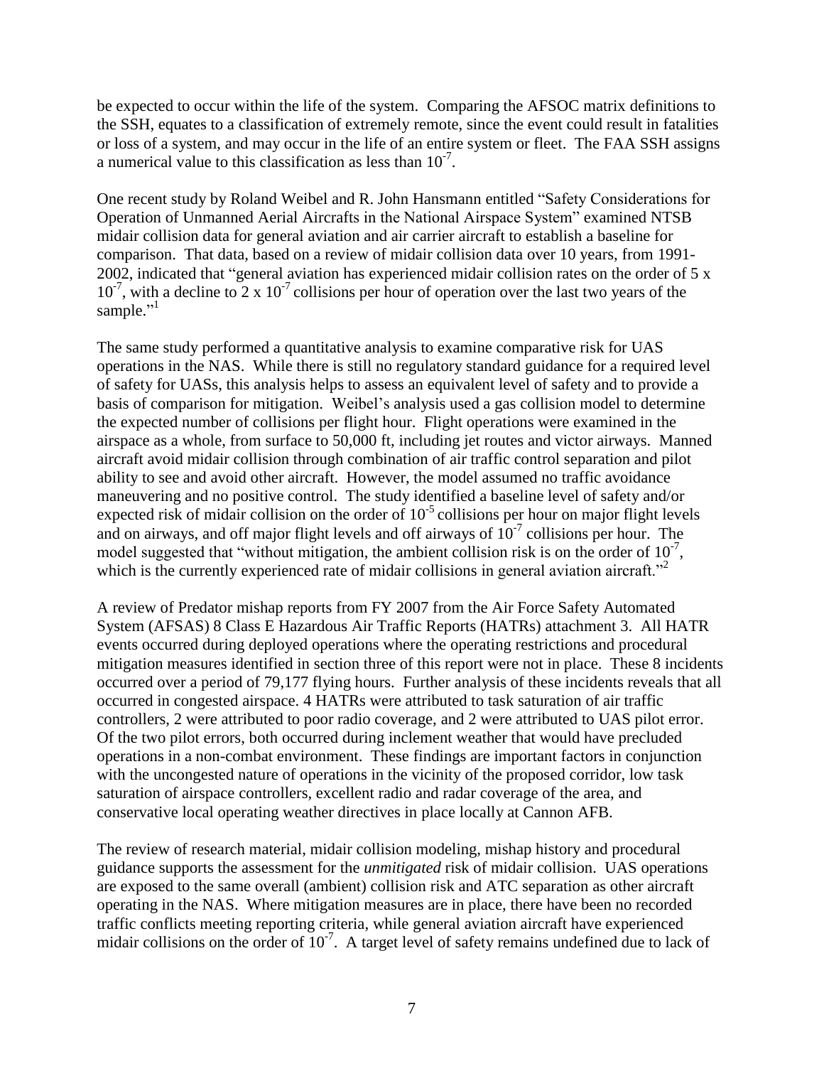be expected to occur within the life of the system. Comparing the AFSOC matrix definitions to the SSH, equates to a classification of extremely remote, since the event could result in fatalities or loss of a system, and may occur in the life of an entire system or fleet. The FAA SSH assigns a numerical value to this classification as less than $10^{-7}$.

One recent study by Roland Weibel and R. John Hansmann entitled "Safety Considerations for Operation of Unmanned Aerial Aircrafts in the National Airspace System" examined NTSB midair collision data for general aviation and air carrier aircraft to establish a baseline for comparison. That data, based on a review of midair collision data over 10 years, from 1991-2002, indicated that "general aviation has experienced midair collision rates on the order of $5 \times 10^{-7}$, with a decline to $2 \times 10^{-7}$ collisions per hour of operation over the last two years of the sample."[1]

The same study performed a quantitative analysis to examine comparative risk for UAS operations in the NAS. While there is still no regulatory standard guidance for a required level of safety for UASs, this analysis helps to assess an equivalent level of safety and to provide a basis of comparison for mitigation. Weibel's analysis used a gas collision model to determine the expected number of collisions per flight hour. Flight operations were examined in the airspace as a whole, from surface to 50,000 ft, including jet routes and victor airways. Manned aircraft avoid midair collision through combination of air traffic control separation and pilot ability to see and avoid other aircraft. However, the model assumed no traffic avoidance maneuvering and no positive control. The study identified a baseline level of safety and/or expected risk of midair collision on the order of $10^{-5}$ collisions per hour on major flight levels and on airways, and off major flight levels and off airways of $10^{-7}$ collisions per hour. The model suggested that "without mitigation, the ambient collision risk is on the order of $10^{-7}$, which is the currently experienced rate of midair collisions in general aviation aircraft."[2]

A review of Predator mishap reports from FY 2007 from the Air Force Safety Automated System (AFSAS) 8 Class E Hazardous Air Traffic Reports (HATRs) attachment 3. All HATR events occurred during deployed operations where the operating restrictions and procedural mitigation measures identified in section three of this report were not in place. These 8 incidents occurred over a period of 79,177 flying hours. Further analysis of these incidents reveals that all occurred in congested airspace. 4 HATRs were attributed to task saturation of air traffic controllers, 2 were attributed to poor radio coverage, and 2 were attributed to UAS pilot error. Of the two pilot errors, both occurred during inclement weather that would have precluded operations in a non-combat environment. These findings are important factors in conjunction with the uncongested nature of operations in the vicinity of the proposed corridor, low task saturation of airspace controllers, excellent radio and radar coverage of the area, and conservative local operating weather directives in place locally at Cannon AFB.

The review of research material, midair collision modeling, mishap history and procedural guidance supports the assessment for the *unmitigated* risk of midair collision. UAS operations are exposed to the same overall (ambient) collision risk and ATC separation as other aircraft operating in the NAS. Where mitigation measures are in place, there have been no recorded traffic conflicts meeting reporting criteria, while general aviation aircraft have experienced midair collisions on the order of $10^{-7}$. A target level of safety remains undefined due to lack of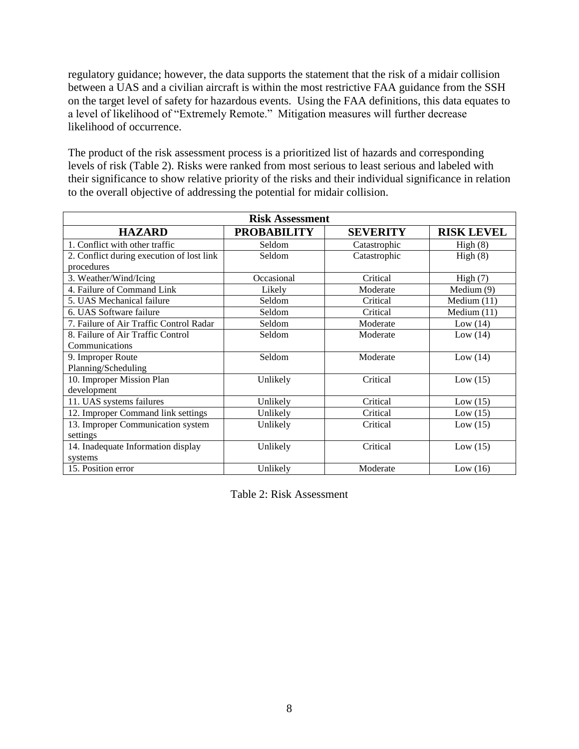regulatory guidance; however, the data supports the statement that the risk of a midair collision between a UAS and a civilian aircraft is within the most restrictive FAA guidance from the SSH on the target level of safety for hazardous events. Using the FAA definitions, this data equates to a level of likelihood of "Extremely Remote." Mitigation measures will further decrease likelihood of occurrence.

The product of the risk assessment process is a prioritized list of hazards and corresponding levels of risk (Table 2). Risks were ranked from most serious to least serious and labeled with their significance to show relative priority of the risks and their individual significance in relation to the overall objective of addressing the potential for midair collision.

| Risk Assessment | | | |
|---|---|---|---|
| **HAZARD** | **PROBABILITY** | **SEVERITY** | **RISK LEVEL** |
| 1. Conflict with other traffic | Seldom | Catastrophic | High (8) |
| 2. Conflict during execution of lost link procedures | Seldom | Catastrophic | High (8) |
| 3. Weather/Wind/Icing | Occasional | Critical | High (7) |
| 4. Failure of Command Link | Likely | Moderate | Medium (9) |
| 5. UAS Mechanical failure | Seldom | Critical | Medium (11) |
| 6. UAS Software failure | Seldom | Critical | Medium (11) |
| 7. Failure of Air Traffic Control Radar | Seldom | Moderate | Low (14) |
| 8. Failure of Air Traffic Control Communications | Seldom | Moderate | Low (14) |
| 9. Improper Route Planning/Scheduling | Seldom | Moderate | Low (14) |
| 10. Improper Mission Plan development | Unlikely | Critical | Low (15) |
| 11. UAS systems failures | Unlikely | Critical | Low (15) |
| 12. Improper Command link settings | Unlikely | Critical | Low (15) |
| 13. Improper Communication system settings | Unlikely | Critical | Low (15) |
| 14. Inadequate Information display systems | Unlikely | Critical | Low (15) |
| 15. Position error | Unlikely | Moderate | Low (16) |

Table 2: Risk Assessment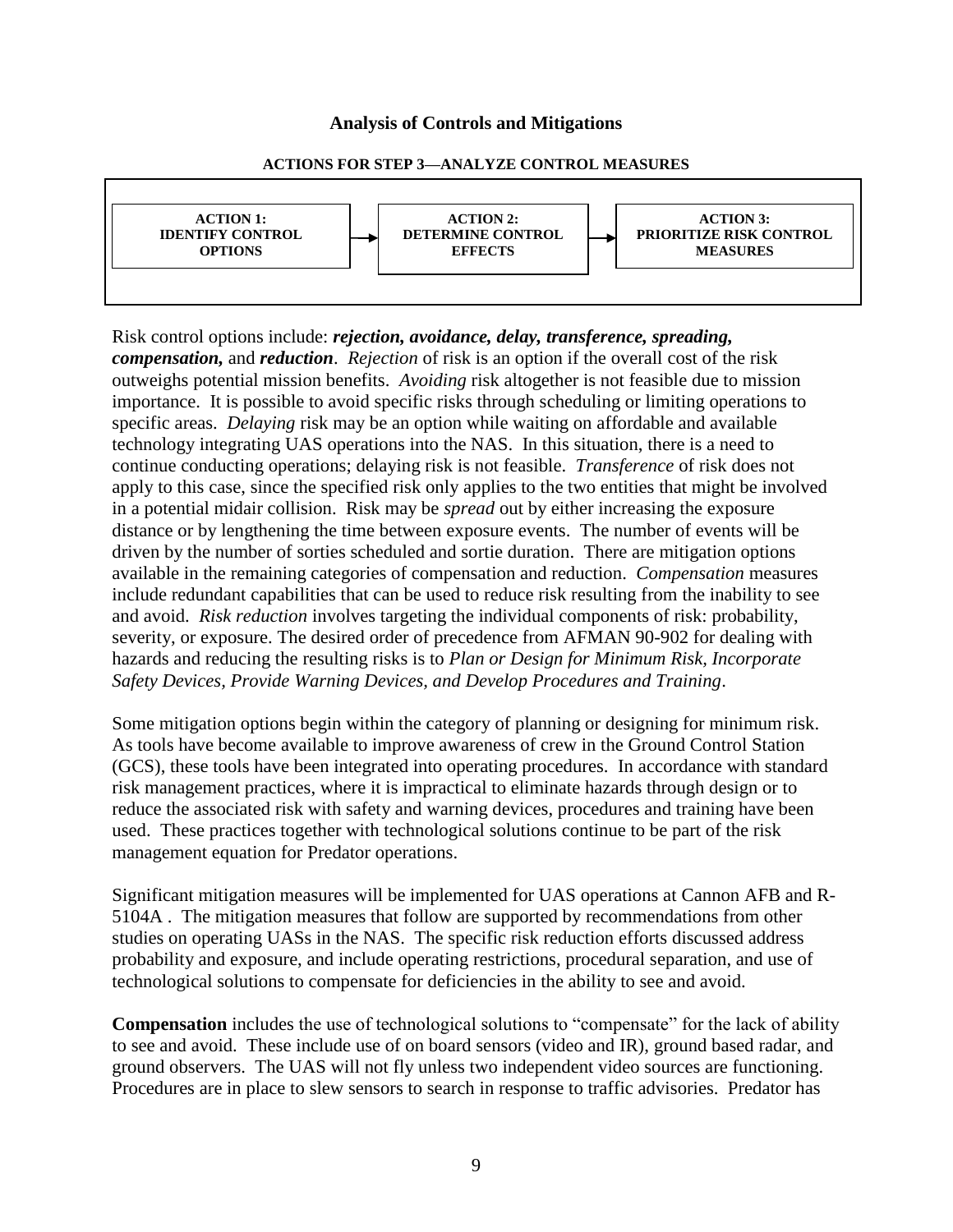### Analysis of Controls and Mitigations

**ACTIONS FOR STEP 3—ANALYZE CONTROL MEASURES**

| ACTION 1: IDENTIFY CONTROL OPTIONS | → | ACTION 2: DETERMINE CONTROL EFFECTS | → | ACTION 3: PRIORITIZE RISK CONTROL MEASURES |
|---|---|---|---|---|

Risk control options include: ***rejection, avoidance, delay, transference, spreading, compensation,*** and ***reduction***. *Rejection* of risk is an option if the overall cost of the risk outweighs potential mission benefits. *Avoiding* risk altogether is not feasible due to mission importance. It is possible to avoid specific risks through scheduling or limiting operations to specific areas. *Delaying* risk may be an option while waiting on affordable and available technology integrating UAS operations into the NAS. In this situation, there is a need to continue conducting operations; delaying risk is not feasible. *Transference* of risk does not apply to this case, since the specified risk only applies to the two entities that might be involved in a potential midair collision. Risk may be *spread* out by either increasing the exposure distance or by lengthening the time between exposure events. The number of events will be driven by the number of sorties scheduled and sortie duration. There are mitigation options available in the remaining categories of compensation and reduction. *Compensation* measures include redundant capabilities that can be used to reduce risk resulting from the inability to see and avoid. *Risk reduction* involves targeting the individual components of risk: probability, severity, or exposure. The desired order of precedence from AFMAN 90-902 for dealing with hazards and reducing the resulting risks is to *Plan or Design for Minimum Risk, Incorporate Safety Devices, Provide Warning Devices, and Develop Procedures and Training*.

Some mitigation options begin within the category of planning or designing for minimum risk. As tools have become available to improve awareness of crew in the Ground Control Station (GCS), these tools have been integrated into operating procedures. In accordance with standard risk management practices, where it is impractical to eliminate hazards through design or to reduce the associated risk with safety and warning devices, procedures and training have been used. These practices together with technological solutions continue to be part of the risk management equation for Predator operations.

Significant mitigation measures will be implemented for UAS operations at Cannon AFB and R-5104A . The mitigation measures that follow are supported by recommendations from other studies on operating UASs in the NAS. The specific risk reduction efforts discussed address probability and exposure, and include operating restrictions, procedural separation, and use of technological solutions to compensate for deficiencies in the ability to see and avoid.

**Compensation** includes the use of technological solutions to "compensate" for the lack of ability to see and avoid. These include use of on board sensors (video and IR), ground based radar, and ground observers. The UAS will not fly unless two independent video sources are functioning. Procedures are in place to slew sensors to search in response to traffic advisories. Predator has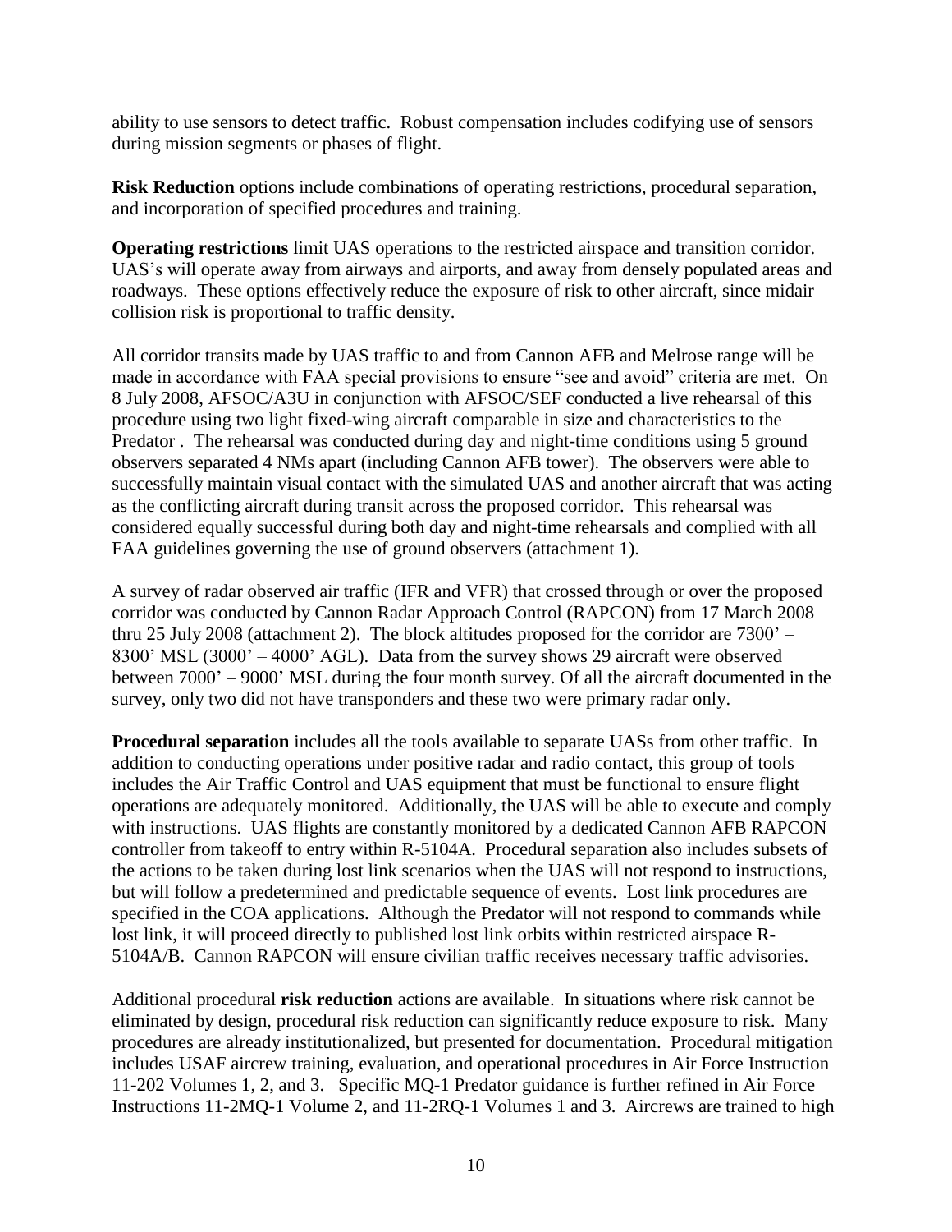ability to use sensors to detect traffic. Robust compensation includes codifying use of sensors during mission segments or phases of flight.

**Risk Reduction** options include combinations of operating restrictions, procedural separation, and incorporation of specified procedures and training.

**Operating restrictions** limit UAS operations to the restricted airspace and transition corridor. UAS's will operate away from airways and airports, and away from densely populated areas and roadways. These options effectively reduce the exposure of risk to other aircraft, since midair collision risk is proportional to traffic density.

All corridor transits made by UAS traffic to and from Cannon AFB and Melrose range will be made in accordance with FAA special provisions to ensure "see and avoid" criteria are met. On 8 July 2008, AFSOC/A3U in conjunction with AFSOC/SEF conducted a live rehearsal of this procedure using two light fixed-wing aircraft comparable in size and characteristics to the Predator . The rehearsal was conducted during day and night-time conditions using 5 ground observers separated 4 NMs apart (including Cannon AFB tower). The observers were able to successfully maintain visual contact with the simulated UAS and another aircraft that was acting as the conflicting aircraft during transit across the proposed corridor. This rehearsal was considered equally successful during both day and night-time rehearsals and complied with all FAA guidelines governing the use of ground observers (attachment 1).

A survey of radar observed air traffic (IFR and VFR) that crossed through or over the proposed corridor was conducted by Cannon Radar Approach Control (RAPCON) from 17 March 2008 thru 25 July 2008 (attachment 2). The block altitudes proposed for the corridor are 7300' – 8300' MSL (3000' – 4000' AGL). Data from the survey shows 29 aircraft were observed between 7000' – 9000' MSL during the four month survey. Of all the aircraft documented in the survey, only two did not have transponders and these two were primary radar only.

**Procedural separation** includes all the tools available to separate UASs from other traffic. In addition to conducting operations under positive radar and radio contact, this group of tools includes the Air Traffic Control and UAS equipment that must be functional to ensure flight operations are adequately monitored. Additionally, the UAS will be able to execute and comply with instructions. UAS flights are constantly monitored by a dedicated Cannon AFB RAPCON controller from takeoff to entry within R-5104A. Procedural separation also includes subsets of the actions to be taken during lost link scenarios when the UAS will not respond to instructions, but will follow a predetermined and predictable sequence of events. Lost link procedures are specified in the COA applications. Although the Predator will not respond to commands while lost link, it will proceed directly to published lost link orbits within restricted airspace R-5104A/B. Cannon RAPCON will ensure civilian traffic receives necessary traffic advisories.

Additional procedural **risk reduction** actions are available. In situations where risk cannot be eliminated by design, procedural risk reduction can significantly reduce exposure to risk. Many procedures are already institutionalized, but presented for documentation. Procedural mitigation includes USAF aircrew training, evaluation, and operational procedures in Air Force Instruction 11-202 Volumes 1, 2, and 3. Specific MQ-1 Predator guidance is further refined in Air Force Instructions 11-2MQ-1 Volume 2, and 11-2RQ-1 Volumes 1 and 3. Aircrews are trained to high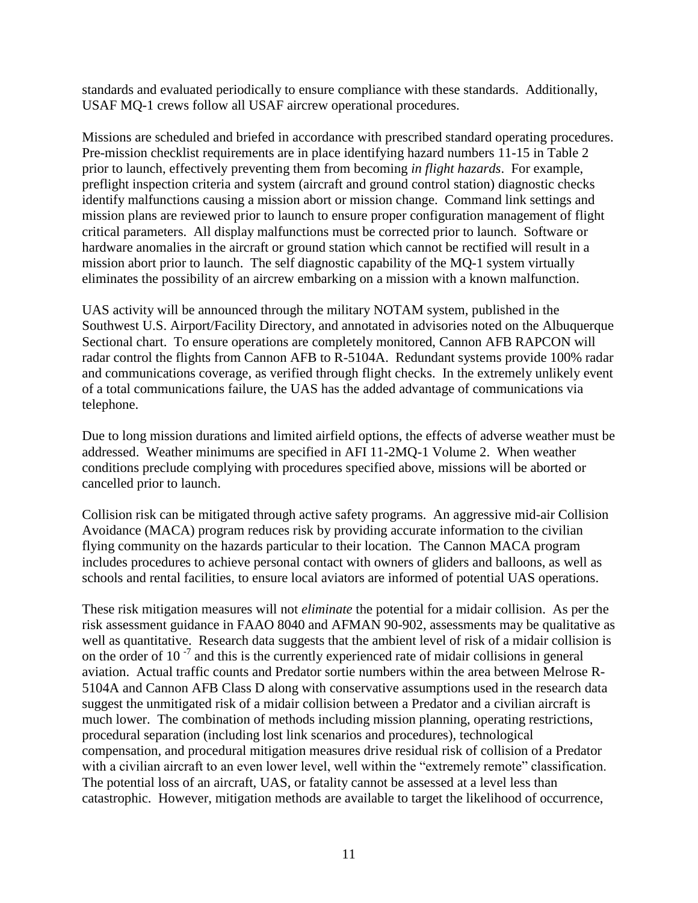standards and evaluated periodically to ensure compliance with these standards. Additionally, USAF MQ-1 crews follow all USAF aircrew operational procedures.

Missions are scheduled and briefed in accordance with prescribed standard operating procedures. Pre-mission checklist requirements are in place identifying hazard numbers 11-15 in Table 2 prior to launch, effectively preventing them from becoming *in flight hazards*. For example, preflight inspection criteria and system (aircraft and ground control station) diagnostic checks identify malfunctions causing a mission abort or mission change. Command link settings and mission plans are reviewed prior to launch to ensure proper configuration management of flight critical parameters. All display malfunctions must be corrected prior to launch. Software or hardware anomalies in the aircraft or ground station which cannot be rectified will result in a mission abort prior to launch. The self diagnostic capability of the MQ-1 system virtually eliminates the possibility of an aircrew embarking on a mission with a known malfunction.

UAS activity will be announced through the military NOTAM system, published in the Southwest U.S. Airport/Facility Directory, and annotated in advisories noted on the Albuquerque Sectional chart. To ensure operations are completely monitored, Cannon AFB RAPCON will radar control the flights from Cannon AFB to R-5104A. Redundant systems provide 100% radar and communications coverage, as verified through flight checks. In the extremely unlikely event of a total communications failure, the UAS has the added advantage of communications via telephone.

Due to long mission durations and limited airfield options, the effects of adverse weather must be addressed. Weather minimums are specified in AFI 11-2MQ-1 Volume 2. When weather conditions preclude complying with procedures specified above, missions will be aborted or cancelled prior to launch.

Collision risk can be mitigated through active safety programs. An aggressive mid-air Collision Avoidance (MACA) program reduces risk by providing accurate information to the civilian flying community on the hazards particular to their location. The Cannon MACA program includes procedures to achieve personal contact with owners of gliders and balloons, as well as schools and rental facilities, to ensure local aviators are informed of potential UAS operations.

These risk mitigation measures will not *eliminate* the potential for a midair collision. As per the risk assessment guidance in FAAO 8040 and AFMAN 90-902, assessments may be qualitative as well as quantitative. Research data suggests that the ambient level of risk of a midair collision is on the order of $10^{-7}$ and this is the currently experienced rate of midair collisions in general aviation. Actual traffic counts and Predator sortie numbers within the area between Melrose R-5104A and Cannon AFB Class D along with conservative assumptions used in the research data suggest the unmitigated risk of a midair collision between a Predator and a civilian aircraft is much lower. The combination of methods including mission planning, operating restrictions, procedural separation (including lost link scenarios and procedures), technological compensation, and procedural mitigation measures drive residual risk of collision of a Predator with a civilian aircraft to an even lower level, well within the "extremely remote" classification. The potential loss of an aircraft, UAS, or fatality cannot be assessed at a level less than catastrophic. However, mitigation methods are available to target the likelihood of occurrence,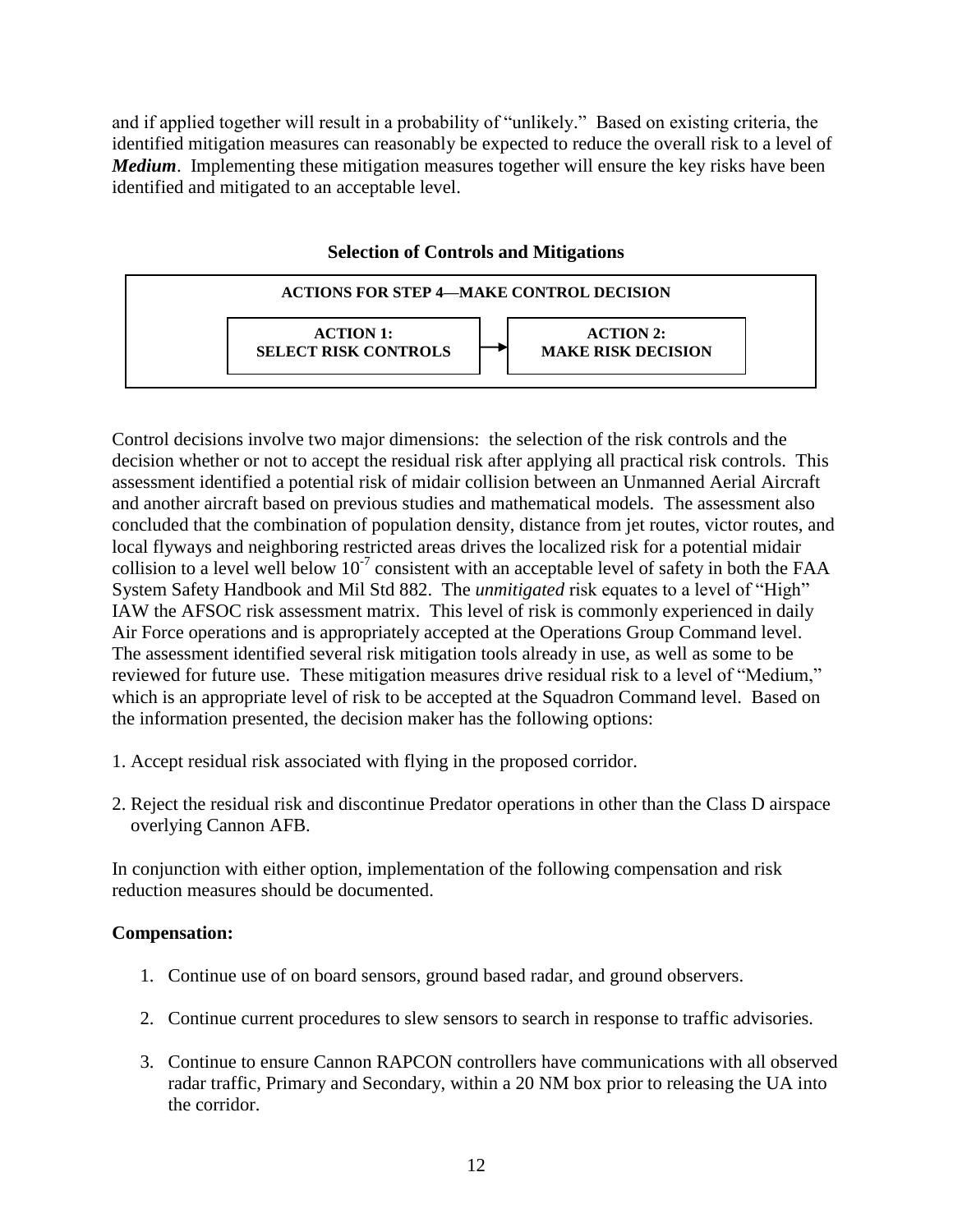and if applied together will result in a probability of "unlikely." Based on existing criteria, the identified mitigation measures can reasonably be expected to reduce the overall risk to a level of ***Medium***. Implementing these mitigation measures together will ensure the key risks have been identified and mitigated to an acceptable level.

### Selection of Controls and Mitigations

| ACTIONS FOR STEP 4—MAKE CONTROL DECISION | | |
|---|---|---|
| **ACTION 1: SELECT RISK CONTROLS** | → | **ACTION 2: MAKE RISK DECISION** |

Control decisions involve two major dimensions: the selection of the risk controls and the decision whether or not to accept the residual risk after applying all practical risk controls. This assessment identified a potential risk of midair collision between an Unmanned Aerial Aircraft and another aircraft based on previous studies and mathematical models. The assessment also concluded that the combination of population density, distance from jet routes, victor routes, and local flyways and neighboring restricted areas drives the localized risk for a potential midair collision to a level well below $10^{-7}$ consistent with an acceptable level of safety in both the FAA System Safety Handbook and Mil Std 882. The *unmitigated* risk equates to a level of "High" IAW the AFSOC risk assessment matrix. This level of risk is commonly experienced in daily Air Force operations and is appropriately accepted at the Operations Group Command level. The assessment identified several risk mitigation tools already in use, as well as some to be reviewed for future use. These mitigation measures drive residual risk to a level of "Medium," which is an appropriate level of risk to be accepted at the Squadron Command level. Based on the information presented, the decision maker has the following options:

1. Accept residual risk associated with flying in the proposed corridor.

2. Reject the residual risk and discontinue Predator operations in other than the Class D airspace overlying Cannon AFB.

In conjunction with either option, implementation of the following compensation and risk reduction measures should be documented.

**Compensation:**

1. Continue use of on board sensors, ground based radar, and ground observers.

2. Continue current procedures to slew sensors to search in response to traffic advisories.

3. Continue to ensure Cannon RAPCON controllers have communications with all observed radar traffic, Primary and Secondary, within a 20 NM box prior to releasing the UA into the corridor.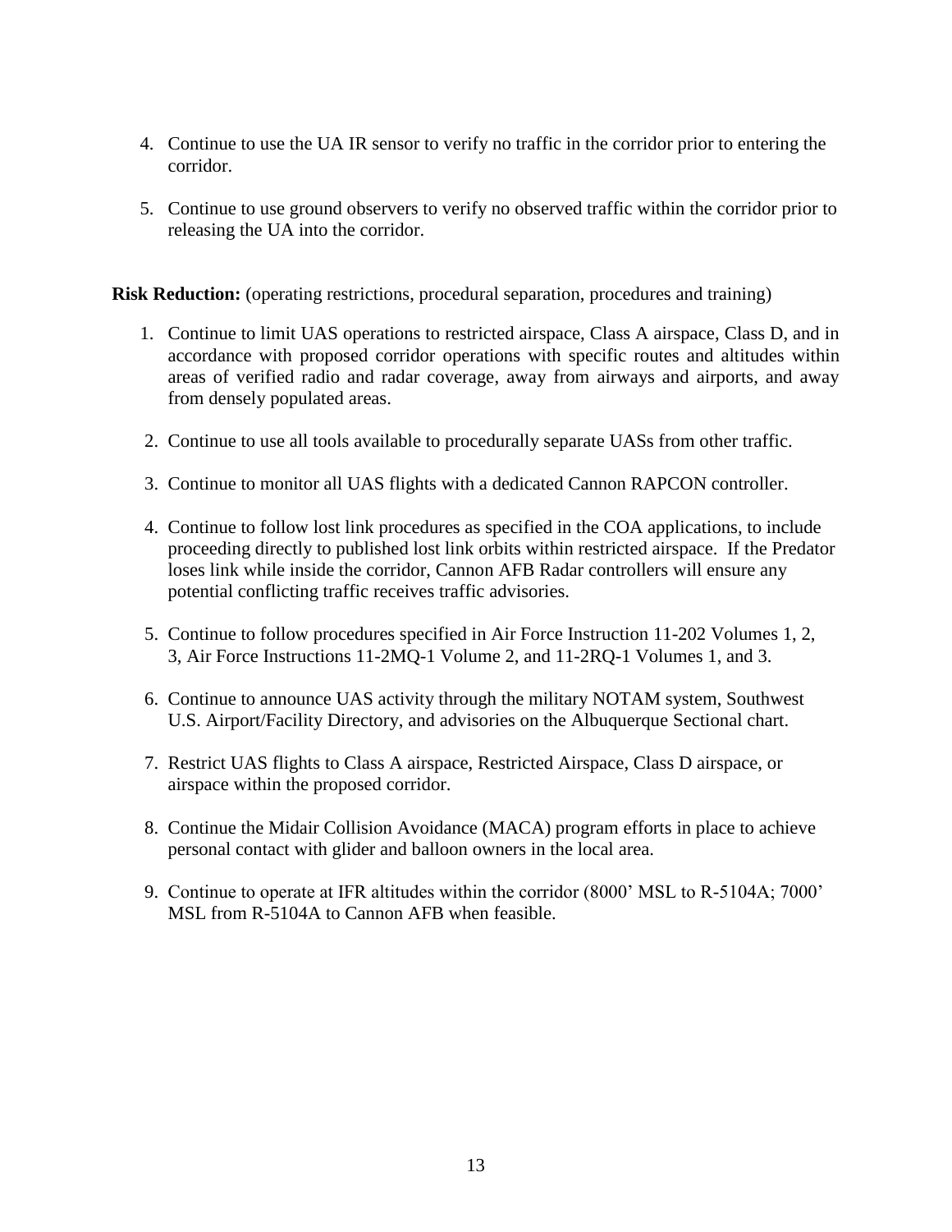4. Continue to use the UA IR sensor to verify no traffic in the corridor prior to entering the corridor.

5. Continue to use ground observers to verify no observed traffic within the corridor prior to releasing the UA into the corridor.

**Risk Reduction:** (operating restrictions, procedural separation, procedures and training)

1. Continue to limit UAS operations to restricted airspace, Class A airspace, Class D, and in accordance with proposed corridor operations with specific routes and altitudes within areas of verified radio and radar coverage, away from airways and airports, and away from densely populated areas.

2. Continue to use all tools available to procedurally separate UASs from other traffic.

3. Continue to monitor all UAS flights with a dedicated Cannon RAPCON controller.

4. Continue to follow lost link procedures as specified in the COA applications, to include proceeding directly to published lost link orbits within restricted airspace. If the Predator loses link while inside the corridor, Cannon AFB Radar controllers will ensure any potential conflicting traffic receives traffic advisories.

5. Continue to follow procedures specified in Air Force Instruction 11-202 Volumes 1, 2, 3, Air Force Instructions 11-2MQ-1 Volume 2, and 11-2RQ-1 Volumes 1, and 3.

6. Continue to announce UAS activity through the military NOTAM system, Southwest U.S. Airport/Facility Directory, and advisories on the Albuquerque Sectional chart.

7. Restrict UAS flights to Class A airspace, Restricted Airspace, Class D airspace, or airspace within the proposed corridor.

8. Continue the Midair Collision Avoidance (MACA) program efforts in place to achieve personal contact with glider and balloon owners in the local area.

9. Continue to operate at IFR altitudes within the corridor (8000' MSL to R-5104A; 7000' MSL from R-5104A to Cannon AFB when feasible.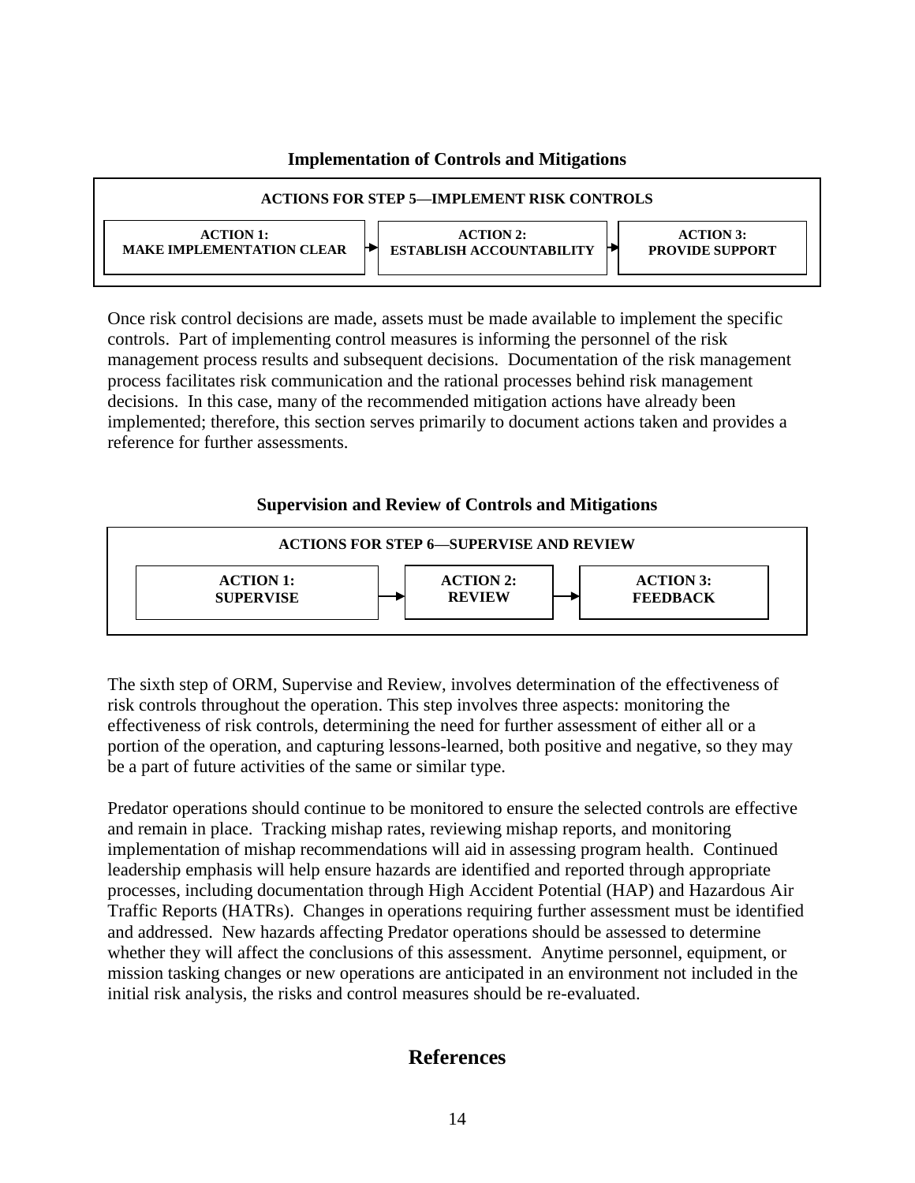### Implementation of Controls and Mitigations

**ACTIONS FOR STEP 5—IMPLEMENT RISK CONTROLS**

| ACTION 1: MAKE IMPLEMENTATION CLEAR | → | ACTION 2: ESTABLISH ACCOUNTABILITY | → | ACTION 3: PROVIDE SUPPORT |
| --- | --- | --- | --- | --- |

Once risk control decisions are made, assets must be made available to implement the specific controls. Part of implementing control measures is informing the personnel of the risk management process results and subsequent decisions. Documentation of the risk management process facilitates risk communication and the rational processes behind risk management decisions. In this case, many of the recommended mitigation actions have already been implemented; therefore, this section serves primarily to document actions taken and provides a reference for further assessments.

### Supervision and Review of Controls and Mitigations

**ACTIONS FOR STEP 6—SUPERVISE AND REVIEW**

| ACTION 1: SUPERVISE | → | ACTION 2: REVIEW | → | ACTION 3: FEEDBACK |
| --- | --- | --- | --- | --- |

The sixth step of ORM, Supervise and Review, involves determination of the effectiveness of risk controls throughout the operation. This step involves three aspects: monitoring the effectiveness of risk controls, determining the need for further assessment of either all or a portion of the operation, and capturing lessons-learned, both positive and negative, so they may be a part of future activities of the same or similar type.

Predator operations should continue to be monitored to ensure the selected controls are effective and remain in place. Tracking mishap rates, reviewing mishap reports, and monitoring implementation of mishap recommendations will aid in assessing program health. Continued leadership emphasis will help ensure hazards are identified and reported through appropriate processes, including documentation through High Accident Potential (HAP) and Hazardous Air Traffic Reports (HATRs). Changes in operations requiring further assessment must be identified and addressed. New hazards affecting Predator operations should be assessed to determine whether they will affect the conclusions of this assessment. Anytime personnel, equipment, or mission tasking changes or new operations are anticipated in an environment not included in the initial risk analysis, the risks and control measures should be re-evaluated.

## References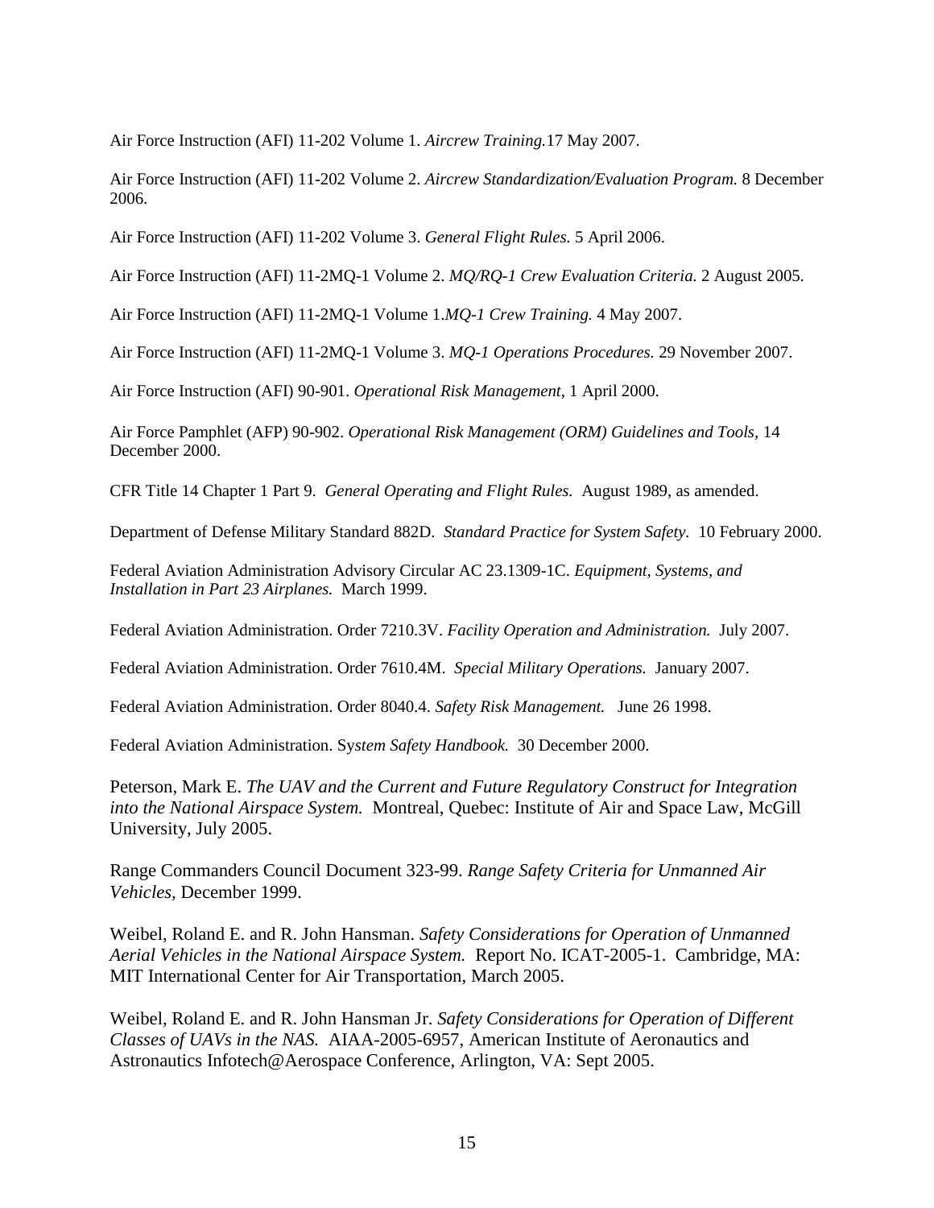Air Force Instruction (AFI) 11-202 Volume 1. *Aircrew Training.*17 May 2007.

Air Force Instruction (AFI) 11-202 Volume 2. *Aircrew Standardization/Evaluation Program.* 8 December 2006.

Air Force Instruction (AFI) 11-202 Volume 3. *General Flight Rules.* 5 April 2006.

Air Force Instruction (AFI) 11-2MQ-1 Volume 2. *MQ/RQ-1 Crew Evaluation Criteria.* 2 August 2005.

Air Force Instruction (AFI) 11-2MQ-1 Volume 1.*MQ-1 Crew Training.* 4 May 2007.

Air Force Instruction (AFI) 11-2MQ-1 Volume 3. *MQ-1 Operations Procedures.* 29 November 2007.

Air Force Instruction (AFI) 90-901. *Operational Risk Management*, 1 April 2000.

Air Force Pamphlet (AFP) 90-902. *Operational Risk Management (ORM) Guidelines and Tools,* 14 December 2000.

CFR Title 14 Chapter 1 Part 9. *General Operating and Flight Rules.* August 1989, as amended.

Department of Defense Military Standard 882D. *Standard Practice for System Safety.* 10 February 2000.

Federal Aviation Administration Advisory Circular AC 23.1309-1C. *Equipment, Systems, and Installation in Part 23 Airplanes.* March 1999.

Federal Aviation Administration. Order 7210.3V. *Facility Operation and Administration.* July 2007.

Federal Aviation Administration. Order 7610.4M. *Special Military Operations.* January 2007.

Federal Aviation Administration. Order 8040.4. *Safety Risk Management.* June 26 1998.

Federal Aviation Administration. S*ystem Safety Handbook.* 30 December 2000.

Peterson, Mark E. *The UAV and the Current and Future Regulatory Construct for Integration into the National Airspace System.* Montreal, Quebec: Institute of Air and Space Law, McGill University, July 2005.

Range Commanders Council Document 323-99. *Range Safety Criteria for Unmanned Air Vehicles*, December 1999.

Weibel, Roland E. and R. John Hansman. *Safety Considerations for Operation of Unmanned Aerial Vehicles in the National Airspace System.* Report No. ICAT-2005-1. Cambridge, MA: MIT International Center for Air Transportation, March 2005.

Weibel, Roland E. and R. John Hansman Jr. *Safety Considerations for Operation of Different Classes of UAVs in the NAS.* AIAA-2005-6957, American Institute of Aeronautics and Astronautics Infotech@Aerospace Conference, Arlington, VA: Sept 2005.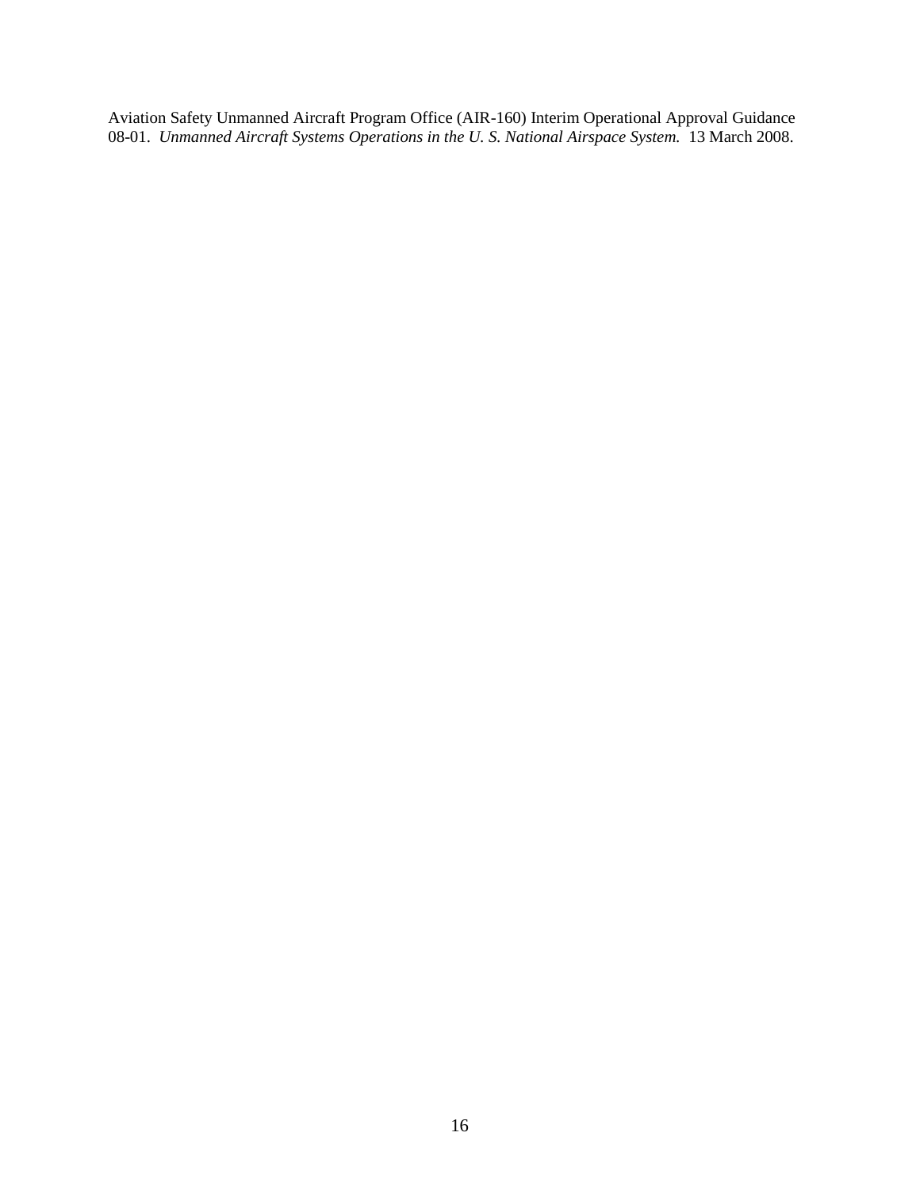Aviation Safety Unmanned Aircraft Program Office (AIR-160) Interim Operational Approval Guidance 08-01. *Unmanned Aircraft Systems Operations in the U. S. National Airspace System.* 13 March 2008.